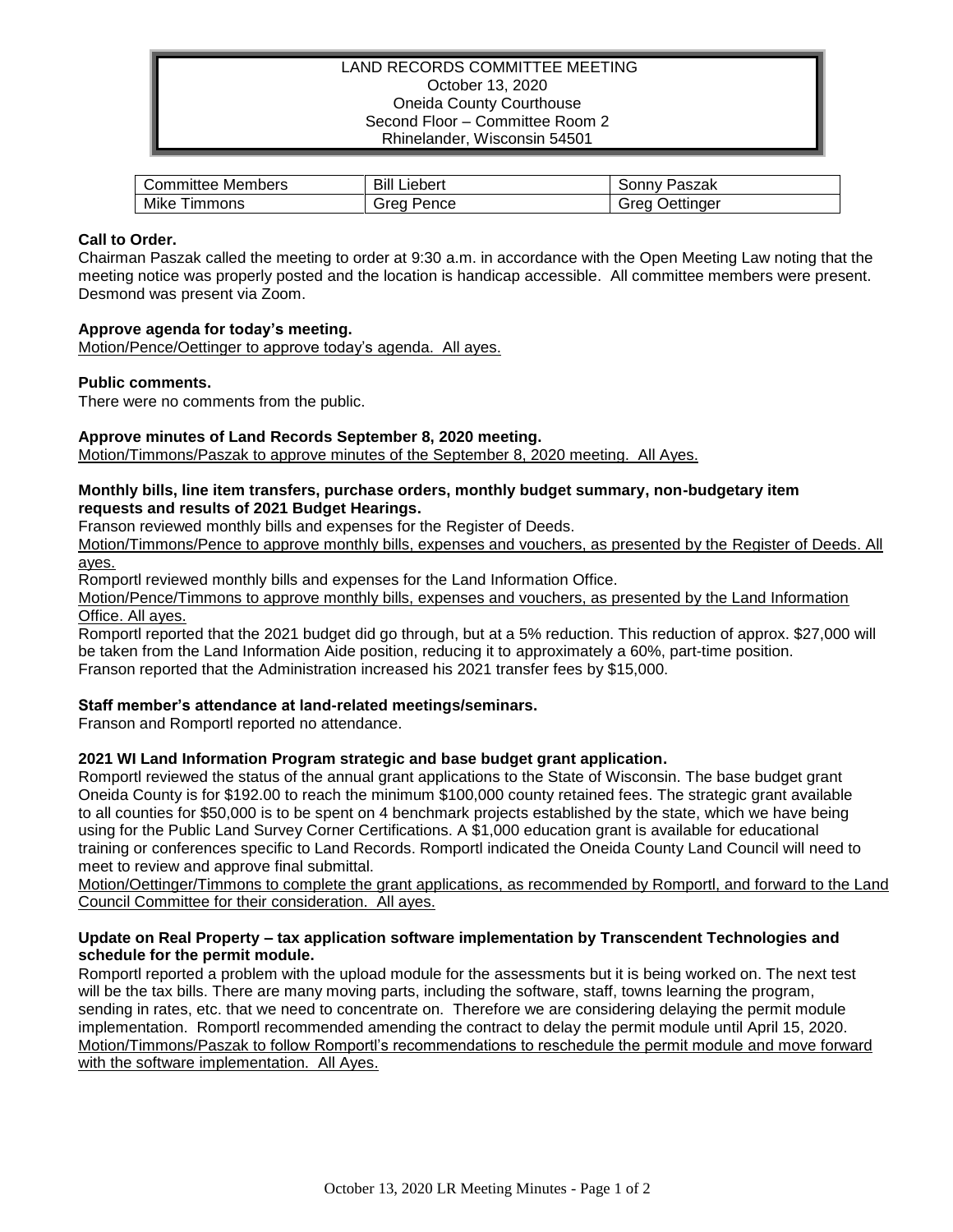LAND RECORDS COMMITTEE MEETING
October 13, 2020
Oneida County Courthouse
Second Floor – Committee Room 2
Rhinelander, Wisconsin 54501

| Committee Members | Bill Liebert | Sonny Paszak |
|---|---|---|
| Mike Timmons | Greg Pence | Greg Oettinger |

**Call to Order.**
Chairman Paszak called the meeting to order at 9:30 a.m. in accordance with the Open Meeting Law noting that the meeting notice was properly posted and the location is handicap accessible. All committee members were present. Desmond was present via Zoom.

**Approve agenda for today's meeting.**
Motion/Pence/Oettinger to approve today's agenda. All ayes.

**Public comments.**
There were no comments from the public.

**Approve minutes of Land Records September 8, 2020 meeting.**
Motion/Timmons/Paszak to approve minutes of the September 8, 2020 meeting. All Ayes.

**Monthly bills, line item transfers, purchase orders, monthly budget summary, non-budgetary item requests and results of 2021 Budget Hearings.**
Franson reviewed monthly bills and expenses for the Register of Deeds.
Motion/Timmons/Pence to approve monthly bills, expenses and vouchers, as presented by the Register of Deeds. All ayes.
Romportl reviewed monthly bills and expenses for the Land Information Office.
Motion/Pence/Timmons to approve monthly bills, expenses and vouchers, as presented by the Land Information Office. All ayes.
Romportl reported that the 2021 budget did go through, but at a 5% reduction. This reduction of approx. $27,000 will be taken from the Land Information Aide position, reducing it to approximately a 60%, part-time position.
Franson reported that the Administration increased his 2021 transfer fees by $15,000.

**Staff member's attendance at land-related meetings/seminars.**
Franson and Romportl reported no attendance.

**2021 WI Land Information Program strategic and base budget grant application.**
Romportl reviewed the status of the annual grant applications to the State of Wisconsin. The base budget grant Oneida County is for $192.00 to reach the minimum $100,000 county retained fees. The strategic grant available to all counties for $50,000 is to be spent on 4 benchmark projects established by the state, which we have being using for the Public Land Survey Corner Certifications. A $1,000 education grant is available for educational training or conferences specific to Land Records. Romportl indicated the Oneida County Land Council will need to meet to review and approve final submittal.
Motion/Oettinger/Timmons to complete the grant applications, as recommended by Romportl, and forward to the Land Council Committee for their consideration. All ayes.

**Update on Real Property – tax application software implementation by Transcendent Technologies and schedule for the permit module.**
Romportl reported a problem with the upload module for the assessments but it is being worked on. The next test will be the tax bills. There are many moving parts, including the software, staff, towns learning the program, sending in rates, etc. that we need to concentrate on. Therefore we are considering delaying the permit module implementation. Romportl recommended amending the contract to delay the permit module until April 15, 2020.
Motion/Timmons/Paszak to follow Romportl's recommendations to reschedule the permit module and move forward with the software implementation. All Ayes.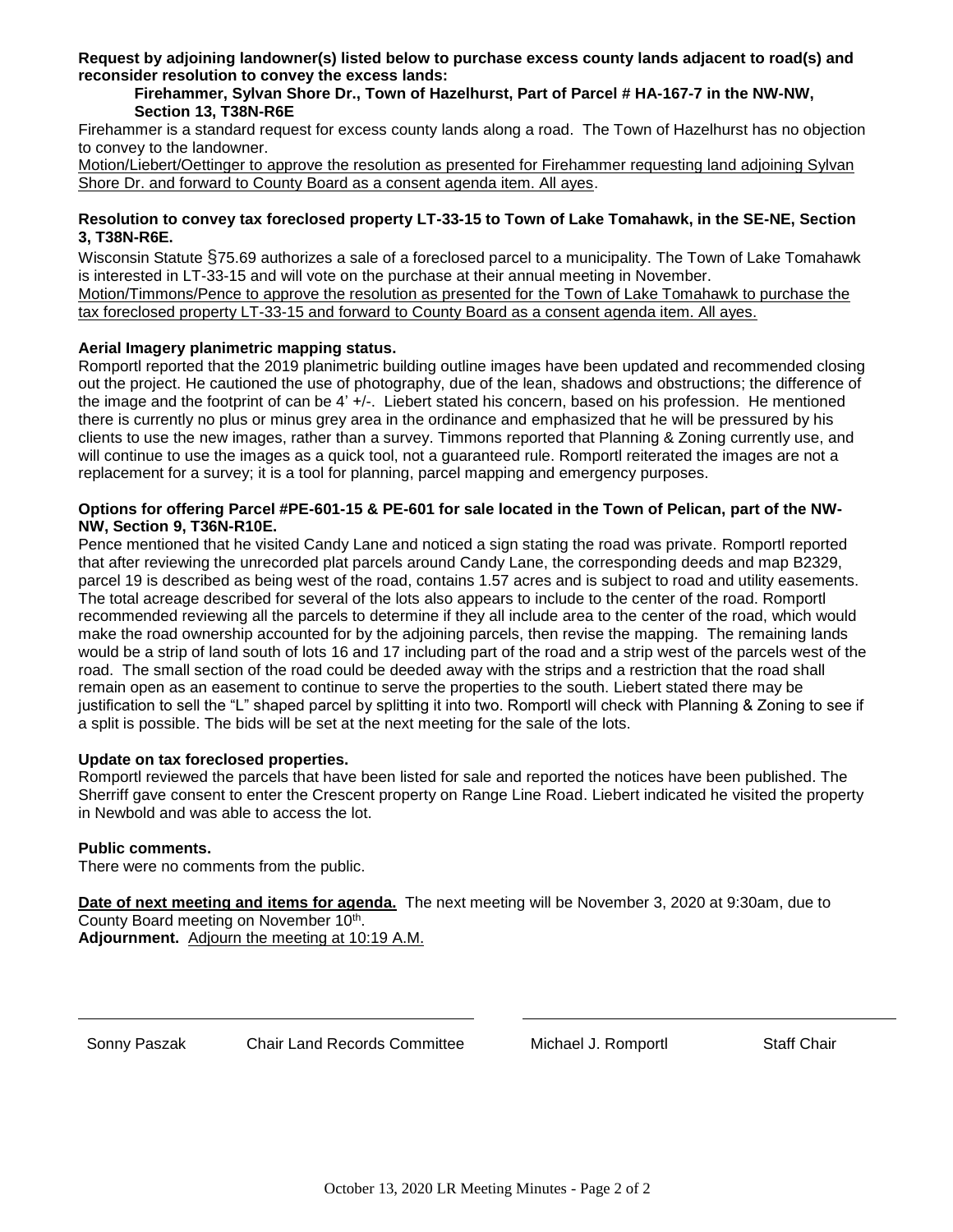**Request by adjoining landowner(s) listed below to purchase excess county lands adjacent to road(s) and reconsider resolution to convey the excess lands:**

**Firehammer, Sylvan Shore Dr., Town of Hazelhurst, Part of Parcel # HA-167-7 in the NW-NW, Section 13, T38N-R6E**

Firehammer is a standard request for excess county lands along a road. The Town of Hazelhurst has no objection to convey to the landowner.

Motion/Liebert/Oettinger to approve the resolution as presented for Firehammer requesting land adjoining Sylvan Shore Dr. and forward to County Board as a consent agenda item. All ayes.

**Resolution to convey tax foreclosed property LT-33-15 to Town of Lake Tomahawk, in the SE-NE, Section 3, T38N-R6E.**

Wisconsin Statute §75.69 authorizes a sale of a foreclosed parcel to a municipality. The Town of Lake Tomahawk is interested in LT-33-15 and will vote on the purchase at their annual meeting in November.

Motion/Timmons/Pence to approve the resolution as presented for the Town of Lake Tomahawk to purchase the tax foreclosed property LT-33-15 and forward to County Board as a consent agenda item. All ayes.

**Aerial Imagery planimetric mapping status.**

Romportl reported that the 2019 planimetric building outline images have been updated and recommended closing out the project. He cautioned the use of photography, due of the lean, shadows and obstructions; the difference of the image and the footprint of can be 4' +/-. Liebert stated his concern, based on his profession. He mentioned there is currently no plus or minus grey area in the ordinance and emphasized that he will be pressured by his clients to use the new images, rather than a survey. Timmons reported that Planning & Zoning currently use, and will continue to use the images as a quick tool, not a guaranteed rule. Romportl reiterated the images are not a replacement for a survey; it is a tool for planning, parcel mapping and emergency purposes.

**Options for offering Parcel #PE-601-15 & PE-601 for sale located in the Town of Pelican, part of the NW-NW, Section 9, T36N-R10E.**

Pence mentioned that he visited Candy Lane and noticed a sign stating the road was private. Romportl reported that after reviewing the unrecorded plat parcels around Candy Lane, the corresponding deeds and map B2329, parcel 19 is described as being west of the road, contains 1.57 acres and is subject to road and utility easements. The total acreage described for several of the lots also appears to include to the center of the road. Romportl recommended reviewing all the parcels to determine if they all include area to the center of the road, which would make the road ownership accounted for by the adjoining parcels, then revise the mapping. The remaining lands would be a strip of land south of lots 16 and 17 including part of the road and a strip west of the parcels west of the road. The small section of the road could be deeded away with the strips and a restriction that the road shall remain open as an easement to continue to serve the properties to the south. Liebert stated there may be justification to sell the "L" shaped parcel by splitting it into two. Romportl will check with Planning & Zoning to see if a split is possible. The bids will be set at the next meeting for the sale of the lots.

**Update on tax foreclosed properties.**

Romportl reviewed the parcels that have been listed for sale and reported the notices have been published. The Sherriff gave consent to enter the Crescent property on Range Line Road. Liebert indicated he visited the property in Newbold and was able to access the lot.

**Public comments.**

There were no comments from the public.

**Date of next meeting and items for agenda.** The next meeting will be November 3, 2020 at 9:30am, due to County Board meeting on November 10th.

**Adjournment.** Adjourn the meeting at 10:19 A.M.

Sonny Paszak — Chair Land Records Committee

Michael J. Romportl — Staff Chair